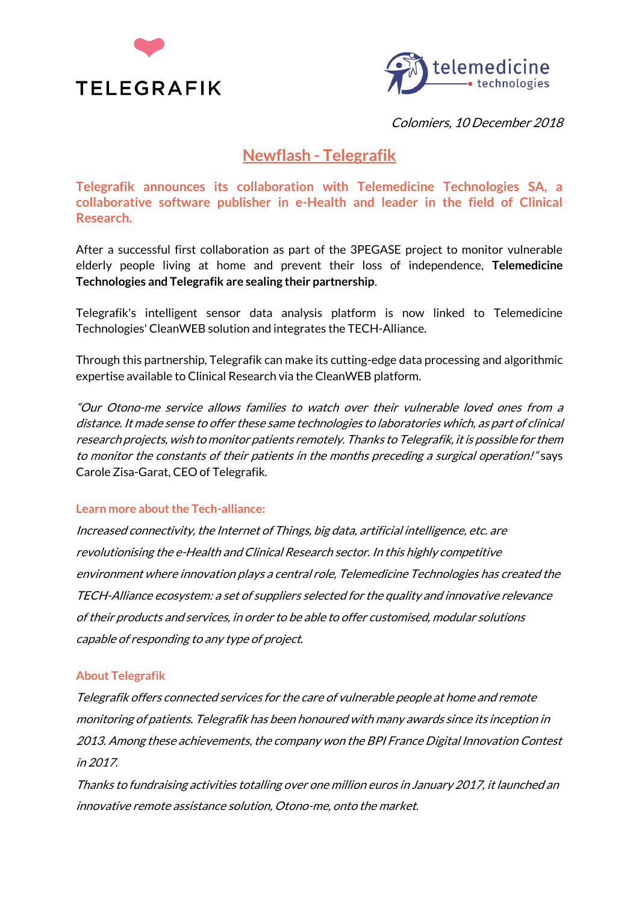TELEGRAFIK

telemedicine technologies

*Colomiers, 10 December 2018*

# Newflash - Telegrafik

**Telegrafik announces its collaboration with Telemedicine Technologies SA, a collaborative software publisher in e-Health and leader in the field of Clinical Research.**

After a successful first collaboration as part of the 3PEGASE project to monitor vulnerable elderly people living at home and prevent their loss of independence, **Telemedicine Technologies and Telegrafik are sealing their partnership**.

Telegrafik's intelligent sensor data analysis platform is now linked to Telemedicine Technologies' CleanWEB solution and integrates the TECH-Alliance.

Through this partnership, Telegrafik can make its cutting-edge data processing and algorithmic expertise available to Clinical Research via the CleanWEB platform.

*"Our Otono-me service allows families to watch over their vulnerable loved ones from a distance. It made sense to offer these same technologies to laboratories which, as part of clinical research projects, wish to monitor patients remotely. Thanks to Telegrafik, it is possible for them to monitor the constants of their patients in the months preceding a surgical operation!"* says Carole Zisa-Garat, CEO of Telegrafik.

### Learn more about the Tech-alliance:

*Increased connectivity, the Internet of Things, big data, artificial intelligence, etc. are revolutionising the e-Health and Clinical Research sector. In this highly competitive environment where innovation plays a central role, Telemedicine Technologies has created the TECH-Alliance ecosystem: a set of suppliers selected for the quality and innovative relevance of their products and services, in order to be able to offer customised, modular solutions capable of responding to any type of project.*

### About Telegrafik

*Telegrafik offers connected services for the care of vulnerable people at home and remote monitoring of patients. Telegrafik has been honoured with many awards since its inception in 2013. Among these achievements, the company won the BPI France Digital Innovation Contest in 2017.*

*Thanks to fundraising activities totalling over one million euros in January 2017, it launched an innovative remote assistance solution, Otono-me, onto the market.*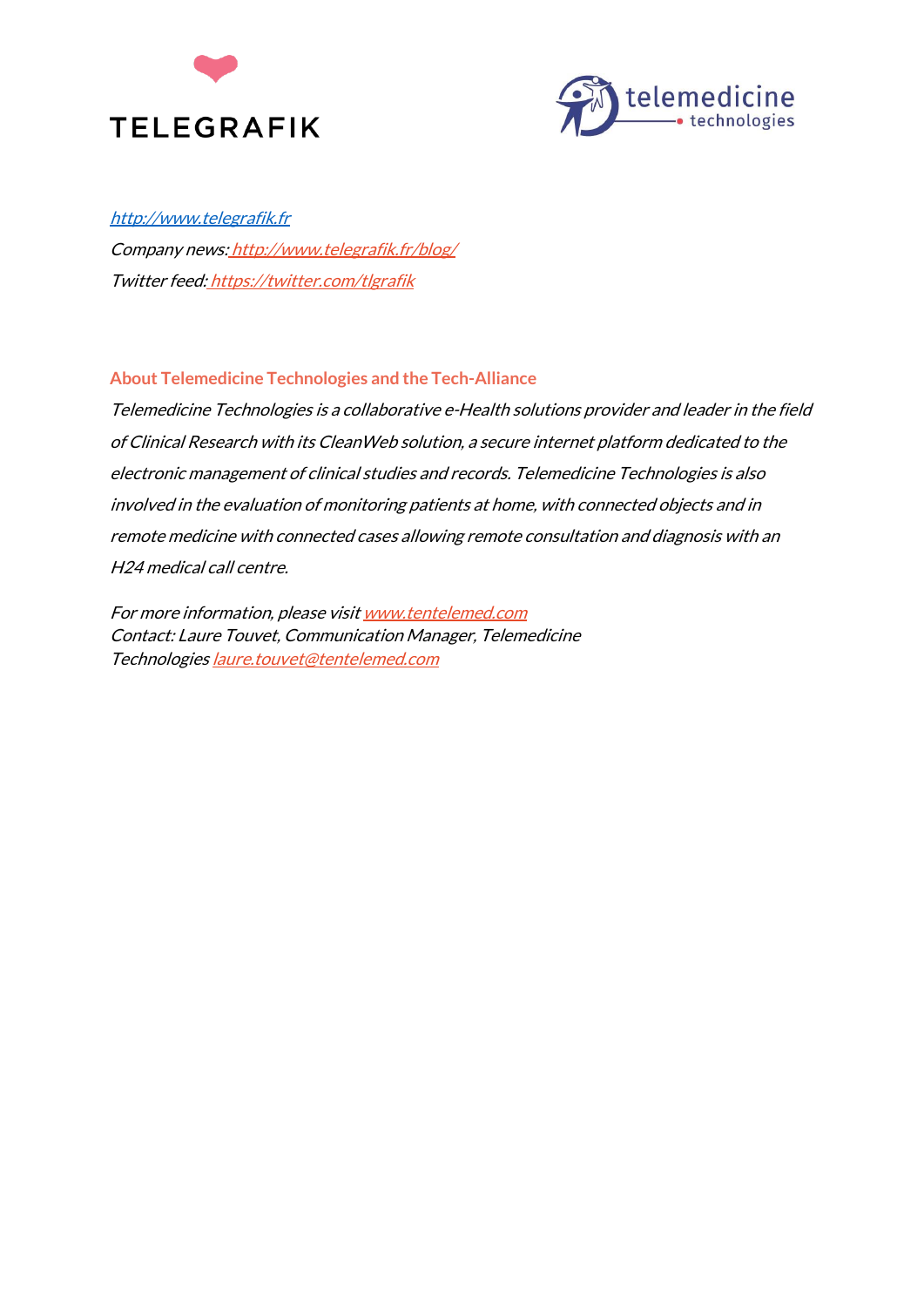TELEGRAFIK

telemedicine technologies

*http://www.telegrafik.fr*
*Company news: http://www.telegrafik.fr/blog/*
*Twitter feed: https://twitter.com/tlgrafik*

## About Telemedicine Technologies and the Tech-Alliance

*Telemedicine Technologies is a collaborative e-Health solutions provider and leader in the field of Clinical Research with its CleanWeb solution, a secure internet platform dedicated to the electronic management of clinical studies and records. Telemedicine Technologies is also involved in the evaluation of monitoring patients at home, with connected objects and in remote medicine with connected cases allowing remote consultation and diagnosis with an H24 medical call centre.*

*For more information, please visit www.tentelemed.com*
*Contact: Laure Touvet, Communication Manager, Telemedicine Technologies laure.touvet@tentelemed.com*